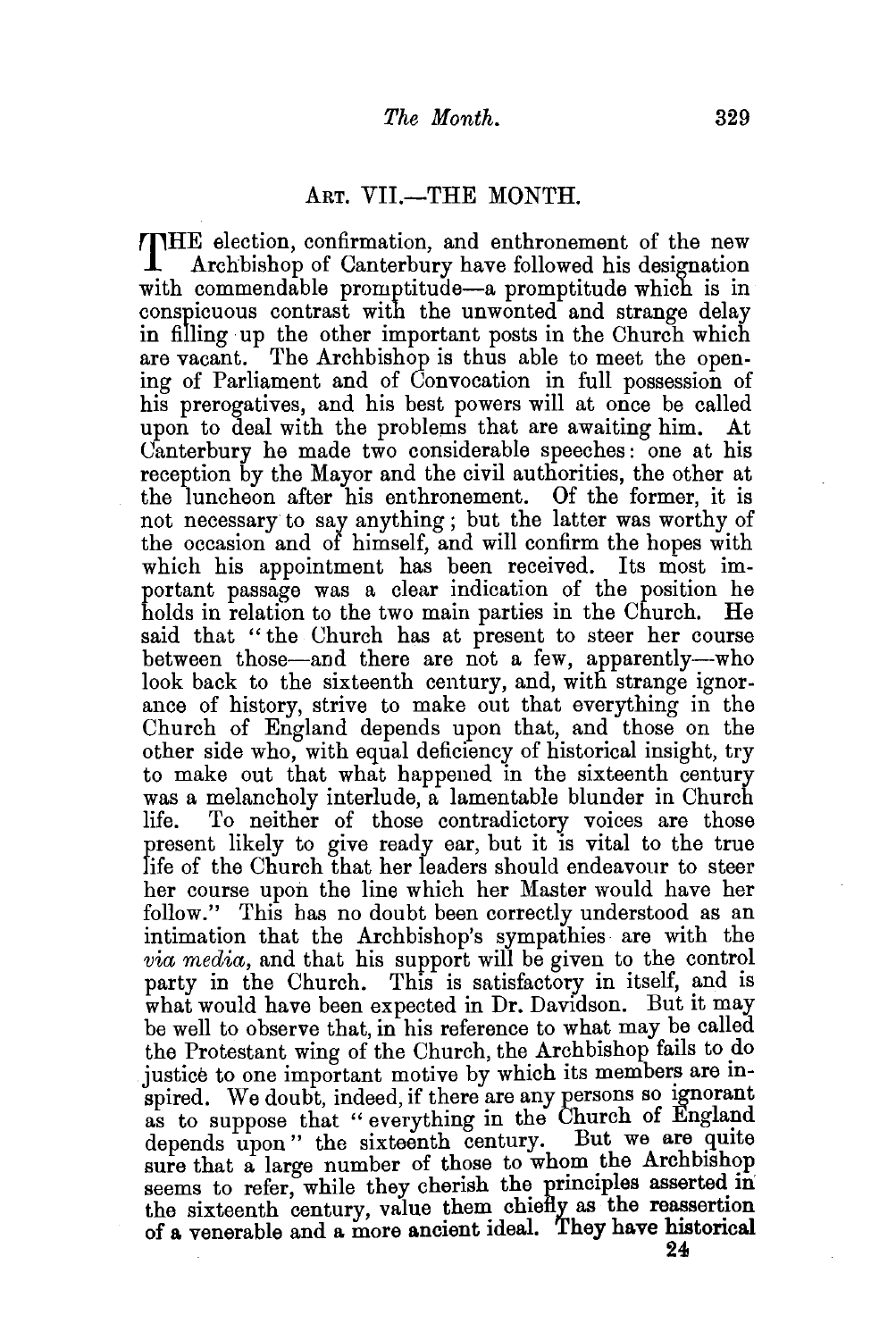## ART. VII.—THE MONTH.

THE election, confirmation, and enthronement of the new Archbishop of Canterbury have followed his designation with commendable promptitude—a promptitude which is in conspicuous contrast with the unwonted and strange delay in filling up the other important posts in the Church which are vacant. The Archbishop is thus able to meet the opening of Parliament and of Convocation in full possession of his prerogatives, and his best powers will at once be called upon to deal with the problems that are awaiting him. At Canterbury he made two considerable speeches: one at his reception by the Mayor and the civil authorities, the other at the luncheon after his enthronement. Of the former, it is not necessary to say anything; but the latter was worthy of the occasion and of himself, and will confirm the hopes with which his appointment has been received. Its most important passage was a clear indication of the position he holds in relation to the two main parties in the Church. He said that "the Church has at present to steer her course between those—and there are not a few, apparently—who look back to the sixteenth century, and, with strange ignorance of history, strive to make out that everything in the Church of England depends upon that, and those on the other side who, with equal deficiency of historical insight, try to make out that what happened in the sixteenth century was a melancholy interlude, a lamentable blunder in Church life. To neither of those contradictory voices are those present likely to give ready ear, but it is vital to the true life of the Church that her leaders should endeavour to steer her course upon the line which her Master would have her follow." This has no doubt been correctly understood as an intimation that the Archbishop's sympathies are with the *via media*, and that his support will be given to the control party in the Church. This is satisfactory in itself, and is what would have been expected in Dr. Davidson. But it may be well to observe that, in his reference to what may be called the Protestant wing of the Church, the Archbishop fails to do justice to one important motive by which its members are inspired. We doubt, indeed, if there are any persons so ignorant as to suppose that "everything in the Church of England depends upon" the sixteenth century. But we are quite sure that a large number of those to whom the Archbishop seems to refer, while they cherish the principles asserted in the sixteenth century, value them chiefly as the reassertion of a venerable and a more ancient ideal. They have historical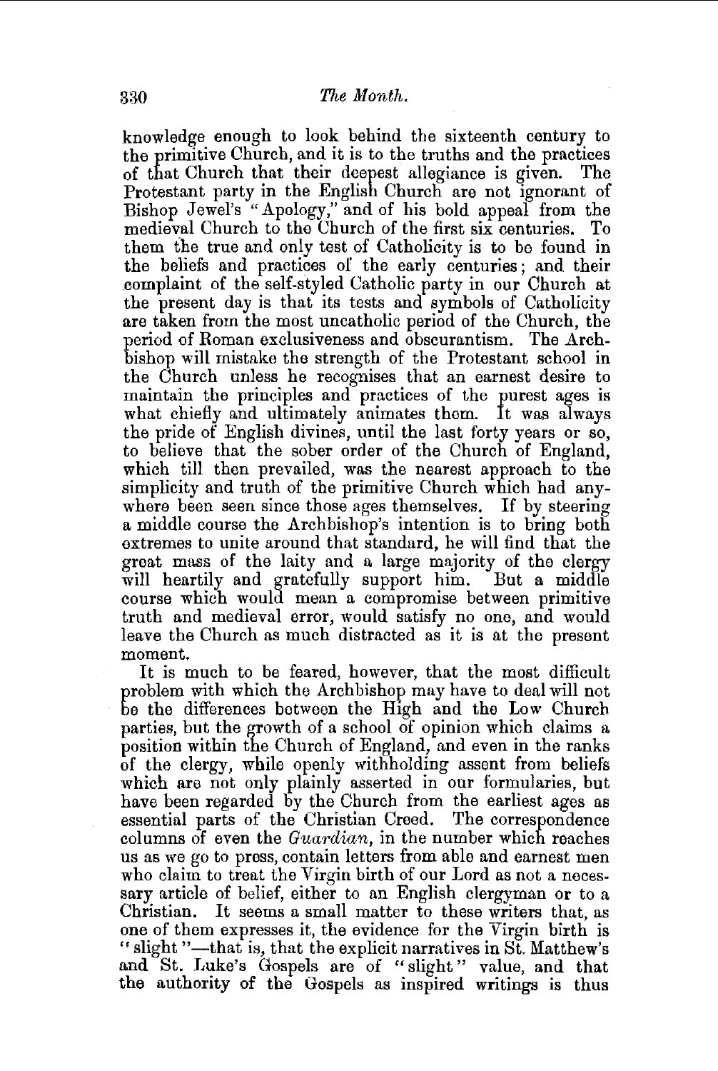knowledge enough to look behind the sixteenth century to the primitive Church, and it is to the truths and the practices of that Church that their deepest allegiance is given. The Protestant party in the English Church are not ignorant of Bishop Jewel's "Apology," and of his bold appeal from the medieval Church to the Church of the first six centuries. To them the true and only test of Catholicity is to be found in the beliefs and practices of the early centuries; and their complaint of the self-styled Catholic party in our Church at the present day is that its tests and symbols of Catholicity are taken from the most uncatholic period of the Church, the period of Roman exclusiveness and obscurantism. The Archbishop will mistake the strength of the Protestant school in the Church unless he recognises that an earnest desire to maintain the principles and practices of the purest ages is what chiefly and ultimately animates them. It was always the pride of English divines, until the last forty years or so, to believe that the sober order of the Church of England, which till then prevailed, was the nearest approach to the simplicity and truth of the primitive Church which had anywhere been seen since those ages themselves. If by steering a middle course the Archbishop's intention is to bring both extremes to unite around that standard, he will find that the great mass of the laity and a large majority of the clergy will heartily and gratefully support him. But a middle course which would mean a compromise between primitive truth and medieval error, would satisfy no one, and would leave the Church as much distracted as it is at the present moment.

It is much to be feared, however, that the most difficult problem with which the Archbishop may have to deal will not be the differences between the High and the Low Church parties, but the growth of a school of opinion which claims a position within the Church of England, and even in the ranks of the clergy, while openly withholding assent from beliefs which are not only plainly asserted in our formularies, but have been regarded by the Church from the earliest ages as essential parts of the Christian Creed. The correspondence columns of even the *Guardian*, in the number which reaches us as we go to press, contain letters from able and earnest men who claim to treat the Virgin birth of our Lord as not a necessary article of belief, either to an English clergyman or to a Christian. It seems a small matter to these writers that, as one of them expresses it, the evidence for the Virgin birth is "slight"—that is, that the explicit narratives in St. Matthew's and St. Luke's Gospels are of "slight" value, and that the authority of the Gospels as inspired writings is thus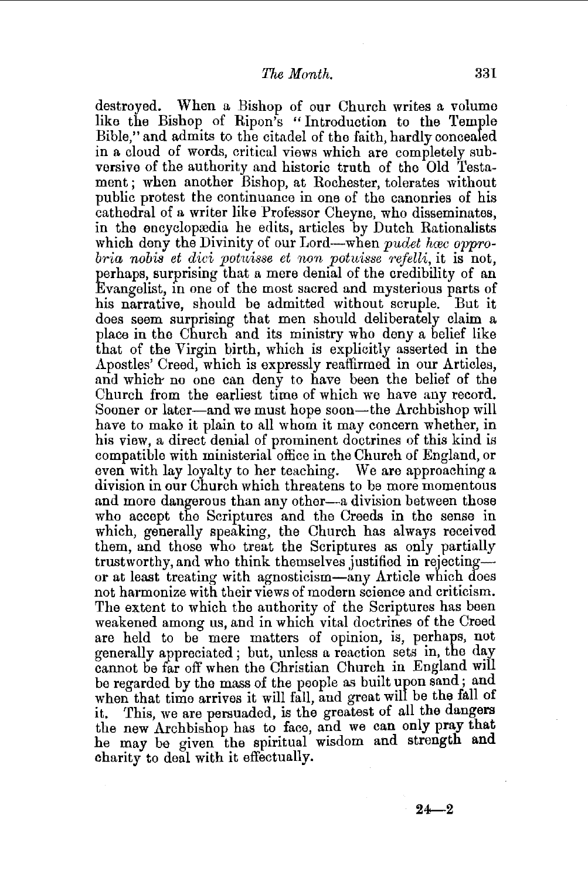destroyed. When a Bishop of our Church writes a volume like the Bishop of Ripon's "Introduction to the Temple Bible," and admits to the citadel of the faith, hardly concealed in a cloud of words, critical views which are completely subversive of the authority and historic truth of the Old Testament; when another Bishop, at Rochester, tolerates without public protest the continuance in one of the canonries of his cathedral of a writer like Professor Cheyne, who disseminates, in the encyclopædia he edits, articles by Dutch Rationalists which deny the Divinity of our Lord—when *pudet hæc opprobria nobis et dici potuisse et non potuisse refelli*, it is not, perhaps, surprising that a mere denial of the credibility of an Evangelist, in one of the most sacred and mysterious parts of his narrative, should be admitted without scruple. But it does seem surprising that men should deliberately claim a place in the Church and its ministry who deny a belief like that of the Virgin birth, which is explicitly asserted in the Apostles' Creed, which is expressly reaffirmed in our Articles, and which no one can deny to have been the belief of the Church from the earliest time of which we have any record. Sooner or later—and we must hope soon—the Archbishop will have to make it plain to all whom it may concern whether, in his view, a direct denial of prominent doctrines of this kind is compatible with ministerial office in the Church of England, or even with lay loyalty to her teaching. We are approaching a division in our Church which threatens to be more momentous and more dangerous than any other—a division between those who accept the Scriptures and the Creeds in the sense in which, generally speaking, the Church has always received them, and those who treat the Scriptures as only partially trustworthy, and who think themselves justified in rejecting—or at least treating with agnosticism—any Article which does not harmonize with their views of modern science and criticism. The extent to which the authority of the Scriptures has been weakened among us, and in which vital doctrines of the Creed are held to be mere matters of opinion, is, perhaps, not generally appreciated; but, unless a reaction sets in, the day cannot be far off when the Christian Church in England will be regarded by the mass of the people as built upon sand; and when that time arrives it will fall, and great will be the fall of it. This, we are persuaded, is the greatest of all the dangers the new Archbishop has to face, and we can only pray that he may be given the spiritual wisdom and strength and charity to deal with it effectually.